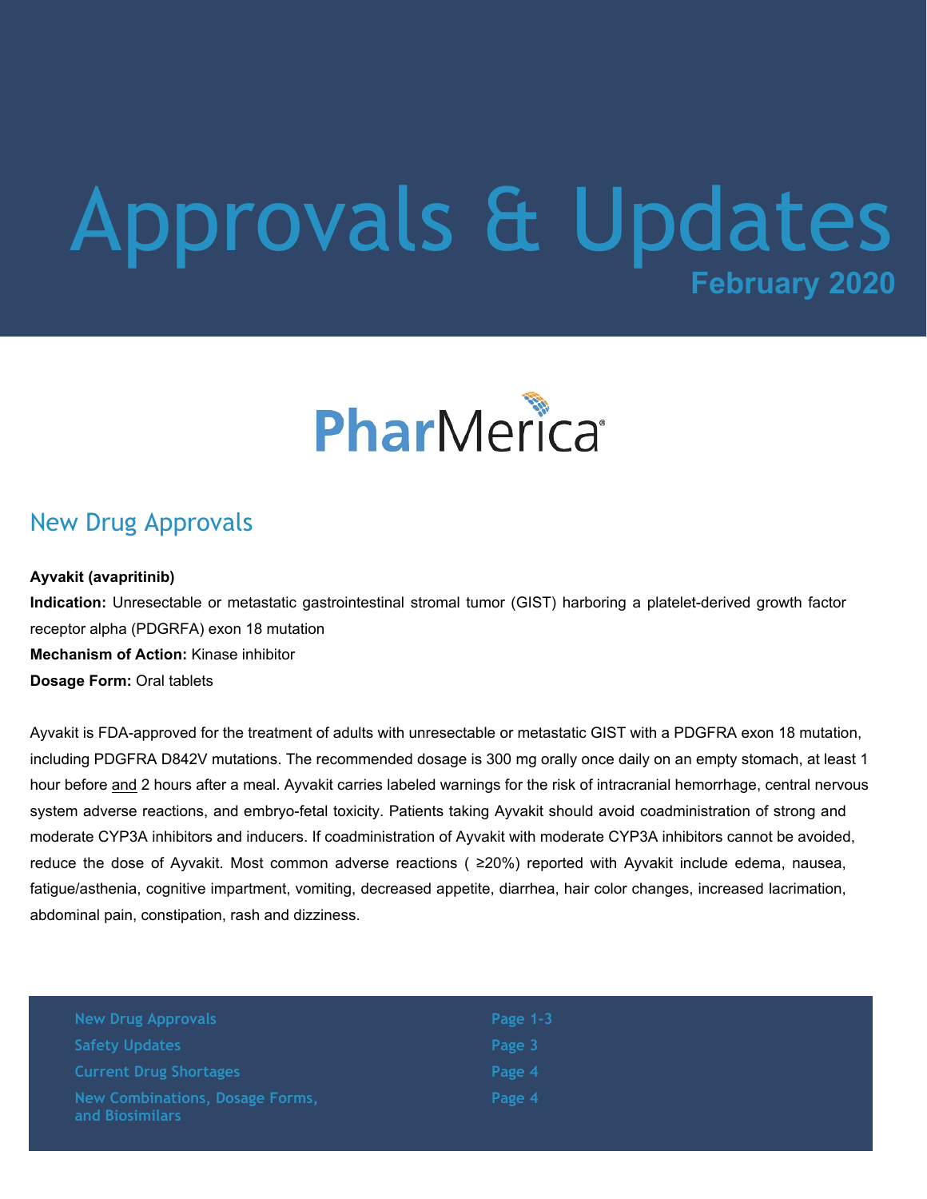# Approvals & Updates

**February 2020**

PharMerica

## New Drug Approvals

**Ayvakit (avapritinib)**
**Indication:** Unresectable or metastatic gastrointestinal stromal tumor (GIST) harboring a platelet-derived growth factor receptor alpha (PDGRFA) exon 18 mutation
**Mechanism of Action:** Kinase inhibitor
**Dosage Form:** Oral tablets

Ayvakit is FDA-approved for the treatment of adults with unresectable or metastatic GIST with a PDGFRA exon 18 mutation, including PDGFRA D842V mutations. The recommended dosage is 300 mg orally once daily on an empty stomach, at least 1 hour before and 2 hours after a meal. Ayvakit carries labeled warnings for the risk of intracranial hemorrhage, central nervous system adverse reactions, and embryo-fetal toxicity. Patients taking Ayvakit should avoid coadministration of strong and moderate CYP3A inhibitors and inducers. If coadministration of Ayvakit with moderate CYP3A inhibitors cannot be avoided, reduce the dose of Ayvakit. Most common adverse reactions ( ≥20%) reported with Ayvakit include edema, nausea, fatigue/asthenia, cognitive impartment, vomiting, decreased appetite, diarrhea, hair color changes, increased lacrimation, abdominal pain, constipation, rash and dizziness.

| | |
|---|---|
| New Drug Approvals | Page 1-3 |
| Safety Updates | Page 3 |
| Current Drug Shortages | Page 4 |
| New Combinations, Dosage Forms, and Biosimilars | Page 4 |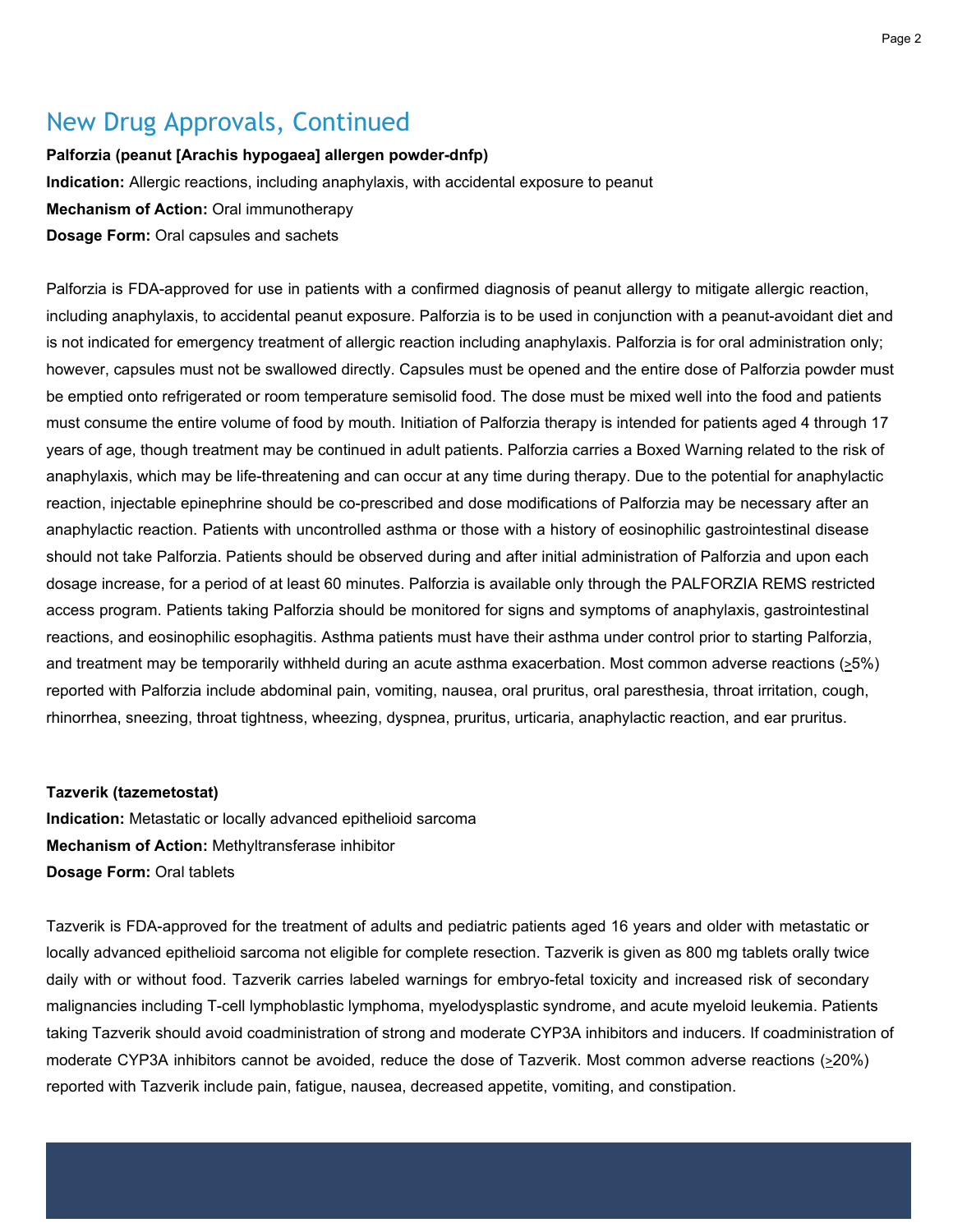## New Drug Approvals, Continued

**Palforzia (peanut [Arachis hypogaea] allergen powder-dnfp)**

**Indication:** Allergic reactions, including anaphylaxis, with accidental exposure to peanut

**Mechanism of Action:** Oral immunotherapy

**Dosage Form:** Oral capsules and sachets

Palforzia is FDA-approved for use in patients with a confirmed diagnosis of peanut allergy to mitigate allergic reaction, including anaphylaxis, to accidental peanut exposure. Palforzia is to be used in conjunction with a peanut-avoidant diet and is not indicated for emergency treatment of allergic reaction including anaphylaxis. Palforzia is for oral administration only; however, capsules must not be swallowed directly. Capsules must be opened and the entire dose of Palforzia powder must be emptied onto refrigerated or room temperature semisolid food. The dose must be mixed well into the food and patients must consume the entire volume of food by mouth. Initiation of Palforzia therapy is intended for patients aged 4 through 17 years of age, though treatment may be continued in adult patients. Palforzia carries a Boxed Warning related to the risk of anaphylaxis, which may be life-threatening and can occur at any time during therapy. Due to the potential for anaphylactic reaction, injectable epinephrine should be co-prescribed and dose modifications of Palforzia may be necessary after an anaphylactic reaction. Patients with uncontrolled asthma or those with a history of eosinophilic gastrointestinal disease should not take Palforzia. Patients should be observed during and after initial administration of Palforzia and upon each dosage increase, for a period of at least 60 minutes. Palforzia is available only through the PALFORZIA REMS restricted access program. Patients taking Palforzia should be monitored for signs and symptoms of anaphylaxis, gastrointestinal reactions, and eosinophilic esophagitis. Asthma patients must have their asthma under control prior to starting Palforzia, and treatment may be temporarily withheld during an acute asthma exacerbation. Most common adverse reactions (≥5%) reported with Palforzia include abdominal pain, vomiting, nausea, oral pruritus, oral paresthesia, throat irritation, cough, rhinorrhea, sneezing, throat tightness, wheezing, dyspnea, pruritus, urticaria, anaphylactic reaction, and ear pruritus.

**Tazverik (tazemetostat)**

**Indication:** Metastatic or locally advanced epithelioid sarcoma

**Mechanism of Action:** Methyltransferase inhibitor

**Dosage Form:** Oral tablets

Tazverik is FDA-approved for the treatment of adults and pediatric patients aged 16 years and older with metastatic or locally advanced epithelioid sarcoma not eligible for complete resection. Tazverik is given as 800 mg tablets orally twice daily with or without food. Tazverik carries labeled warnings for embryo-fetal toxicity and increased risk of secondary malignancies including T-cell lymphoblastic lymphoma, myelodysplastic syndrome, and acute myeloid leukemia. Patients taking Tazverik should avoid coadministration of strong and moderate CYP3A inhibitors and inducers. If coadministration of moderate CYP3A inhibitors cannot be avoided, reduce the dose of Tazverik. Most common adverse reactions (≥20%) reported with Tazverik include pain, fatigue, nausea, decreased appetite, vomiting, and constipation.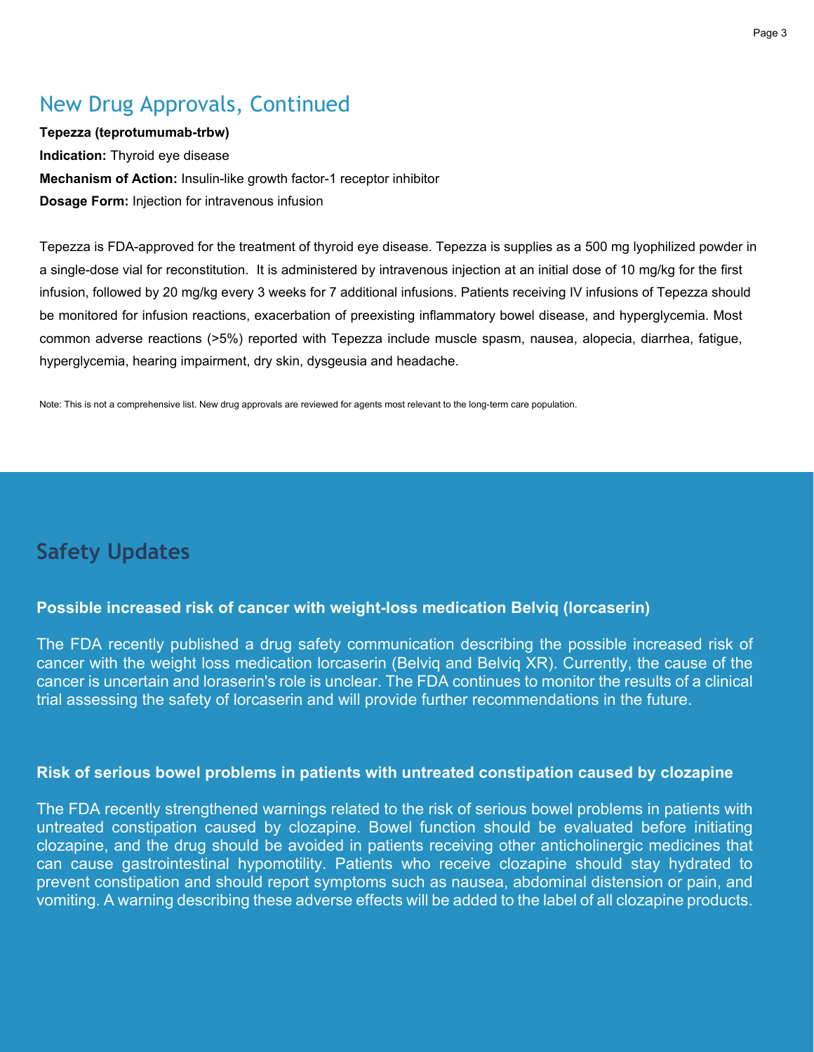## New Drug Approvals, Continued

**Tepezza (teprotumumab-trbw)**

**Indication:** Thyroid eye disease

**Mechanism of Action:** Insulin-like growth factor-1 receptor inhibitor

**Dosage Form:** Injection for intravenous infusion

Tepezza is FDA-approved for the treatment of thyroid eye disease. Tepezza is supplies as a 500 mg lyophilized powder in a single-dose vial for reconstitution. It is administered by intravenous injection at an initial dose of 10 mg/kg for the first infusion, followed by 20 mg/kg every 3 weeks for 7 additional infusions. Patients receiving IV infusions of Tepezza should be monitored for infusion reactions, exacerbation of preexisting inflammatory bowel disease, and hyperglycemia. Most common adverse reactions (>5%) reported with Tepezza include muscle spasm, nausea, alopecia, diarrhea, fatigue, hyperglycemia, hearing impairment, dry skin, dysgeusia and headache.

Note: This is not a comprehensive list. New drug approvals are reviewed for agents most relevant to the long-term care population.

## Safety Updates

### Possible increased risk of cancer with weight-loss medication Belviq (lorcaserin)

The FDA recently published a drug safety communication describing the possible increased risk of cancer with the weight loss medication lorcaserin (Belviq and Belviq XR). Currently, the cause of the cancer is uncertain and loraserin's role is unclear. The FDA continues to monitor the results of a clinical trial assessing the safety of lorcaserin and will provide further recommendations in the future.

### Risk of serious bowel problems in patients with untreated constipation caused by clozapine

The FDA recently strengthened warnings related to the risk of serious bowel problems in patients with untreated constipation caused by clozapine. Bowel function should be evaluated before initiating clozapine, and the drug should be avoided in patients receiving other anticholinergic medicines that can cause gastrointestinal hypomotility. Patients who receive clozapine should stay hydrated to prevent constipation and should report symptoms such as nausea, abdominal distension or pain, and vomiting. A warning describing these adverse effects will be added to the label of all clozapine products.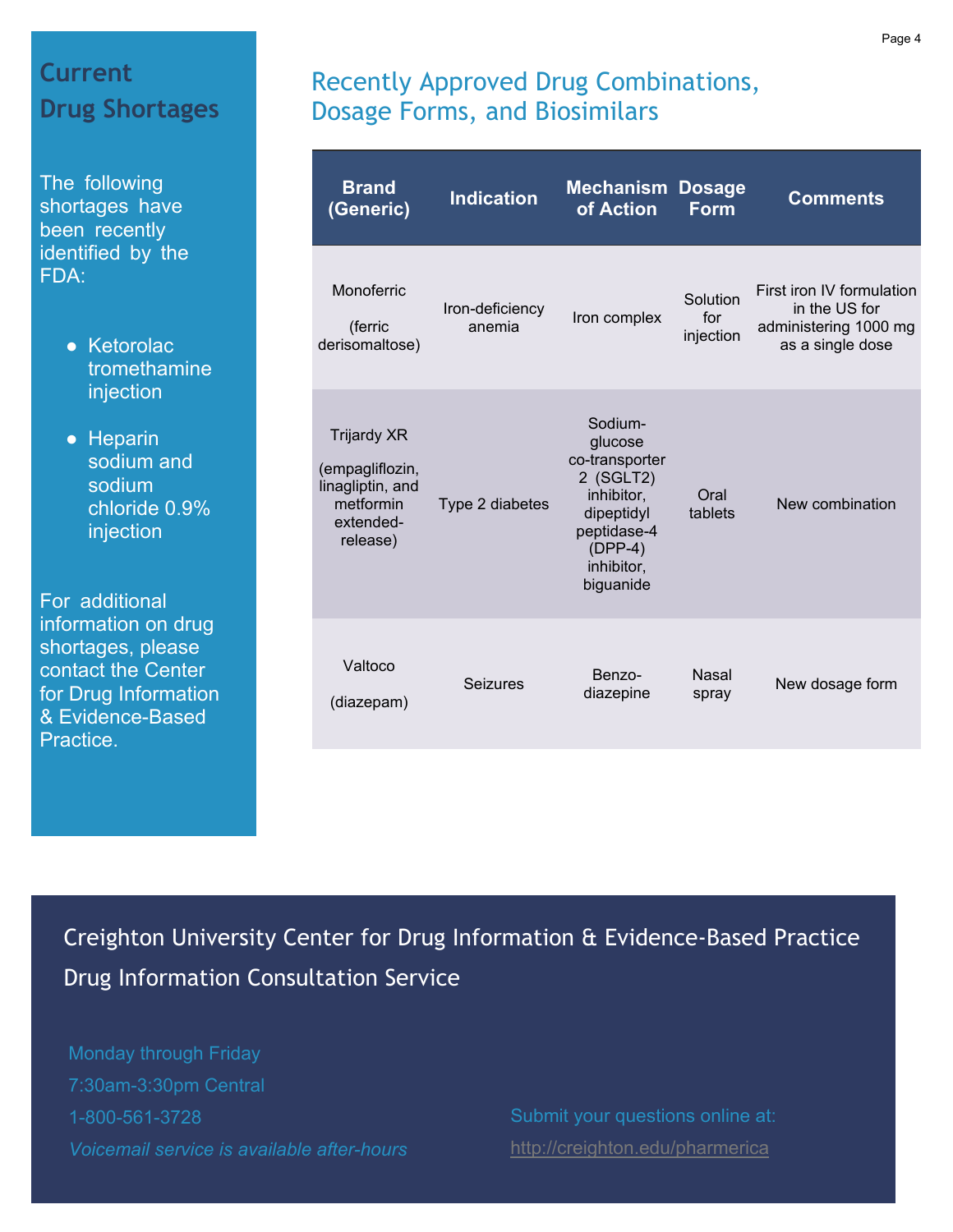## Current Drug Shortages

The following shortages have been recently identified by the FDA:

- Ketorolac tromethamine injection
- Heparin sodium and sodium chloride 0.9% injection

For additional information on drug shortages, please contact the Center for Drug Information & Evidence-Based Practice.

## Recently Approved Drug Combinations, Dosage Forms, and Biosimilars

| Brand (Generic) | Indication | Mechanism of Action | Dosage Form | Comments |
|---|---|---|---|---|
| Monoferric (ferric derisomaltose) | Iron-deficiency anemia | Iron complex | Solution for injection | First iron IV formulation in the US for administering 1000 mg as a single dose |
| Trijardy XR (empagliflozin, linagliptin, and metformin extended-release) | Type 2 diabetes | Sodium-glucose co-transporter 2 (SGLT2) inhibitor, dipeptidyl peptidase-4 (DPP-4) inhibitor, biguanide | Oral tablets | New combination |
| Valtoco (diazepam) | Seizures | Benzo-diazepine | Nasal spray | New dosage form |

## Creighton University Center for Drug Information & Evidence-Based Practice

## Drug Information Consultation Service

Monday through Friday

7:30am-3:30pm Central

1-800-561-3728

*Voicemail service is available after-hours*

Submit your questions online at:

http://creighton.edu/pharmerica